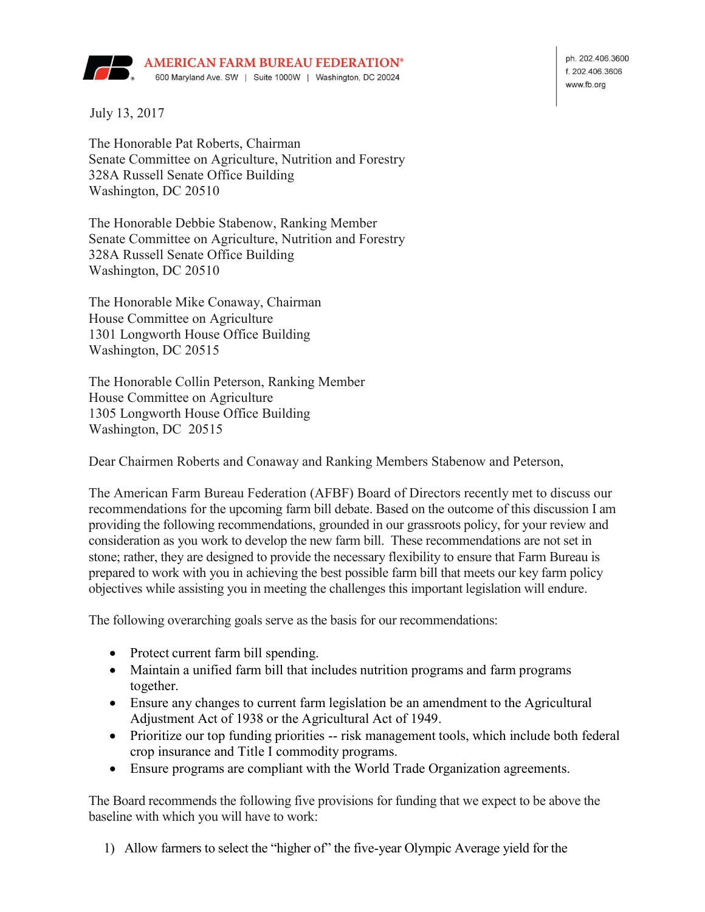**AMERICAN FARM BUREAU FEDERATION®**
600 Maryland Ave. SW | Suite 1000W | Washington, DC 20024

ph. 202.406.3600
f. 202.406.3606
www.fb.org

July 13, 2017

The Honorable Pat Roberts, Chairman
Senate Committee on Agriculture, Nutrition and Forestry
328A Russell Senate Office Building
Washington, DC 20510

The Honorable Debbie Stabenow, Ranking Member
Senate Committee on Agriculture, Nutrition and Forestry
328A Russell Senate Office Building
Washington, DC 20510

The Honorable Mike Conaway, Chairman
House Committee on Agriculture
1301 Longworth House Office Building
Washington, DC 20515

The Honorable Collin Peterson, Ranking Member
House Committee on Agriculture
1305 Longworth House Office Building
Washington, DC 20515

Dear Chairmen Roberts and Conaway and Ranking Members Stabenow and Peterson,

The American Farm Bureau Federation (AFBF) Board of Directors recently met to discuss our recommendations for the upcoming farm bill debate. Based on the outcome of this discussion I am providing the following recommendations, grounded in our grassroots policy, for your review and consideration as you work to develop the new farm bill. These recommendations are not set in stone; rather, they are designed to provide the necessary flexibility to ensure that Farm Bureau is prepared to work with you in achieving the best possible farm bill that meets our key farm policy objectives while assisting you in meeting the challenges this important legislation will endure.

The following overarching goals serve as the basis for our recommendations:

- Protect current farm bill spending.
- Maintain a unified farm bill that includes nutrition programs and farm programs together.
- Ensure any changes to current farm legislation be an amendment to the Agricultural Adjustment Act of 1938 or the Agricultural Act of 1949.
- Prioritize our top funding priorities -- risk management tools, which include both federal crop insurance and Title I commodity programs.
- Ensure programs are compliant with the World Trade Organization agreements.

The Board recommends the following five provisions for funding that we expect to be above the baseline with which you will have to work:

1) Allow farmers to select the "higher of" the five-year Olympic Average yield for the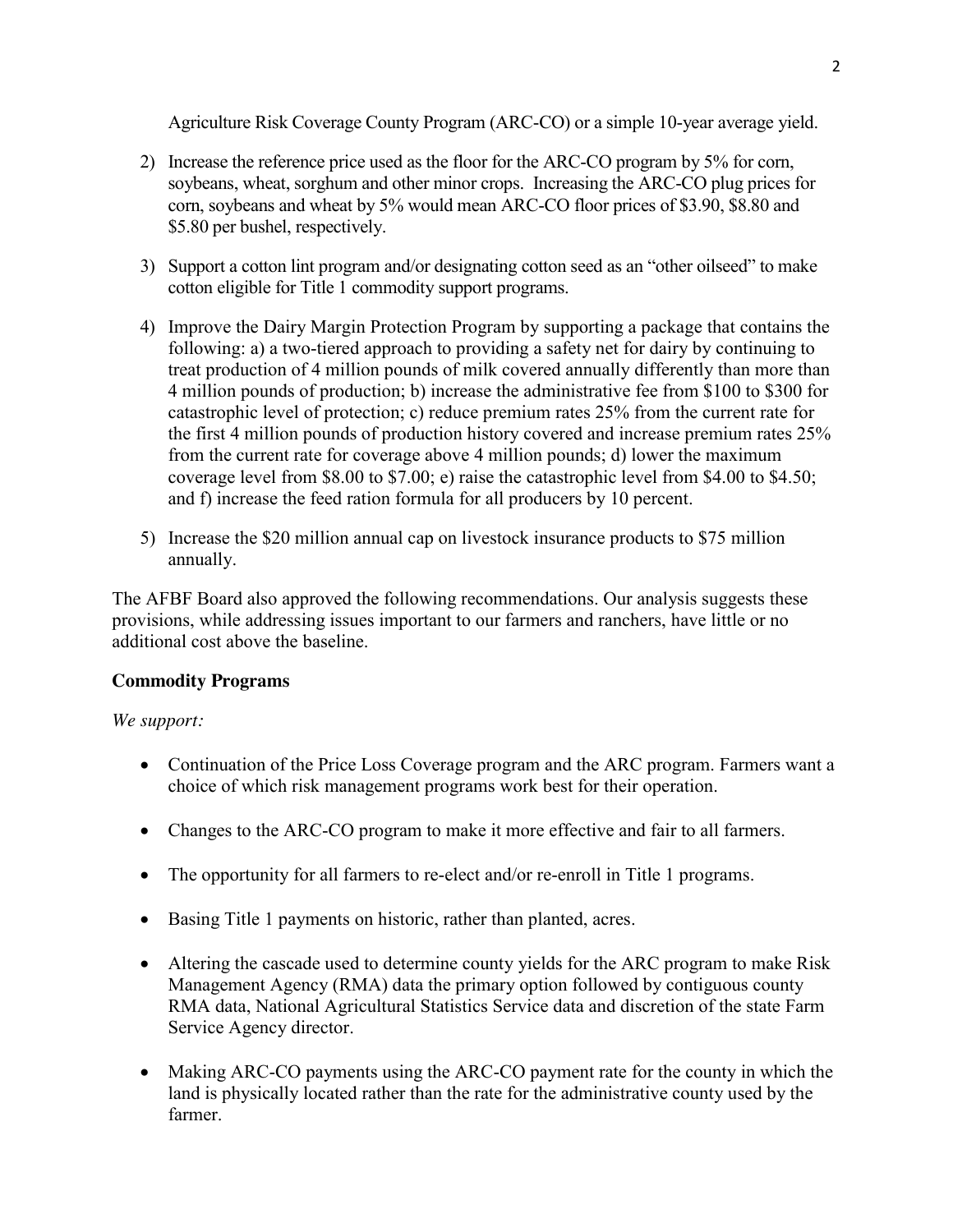Agriculture Risk Coverage County Program (ARC-CO) or a simple 10-year average yield.

2) Increase the reference price used as the floor for the ARC-CO program by 5% for corn, soybeans, wheat, sorghum and other minor crops. Increasing the ARC-CO plug prices for corn, soybeans and wheat by 5% would mean ARC-CO floor prices of $3.90, $8.80 and $5.80 per bushel, respectively.

3) Support a cotton lint program and/or designating cotton seed as an "other oilseed" to make cotton eligible for Title 1 commodity support programs.

4) Improve the Dairy Margin Protection Program by supporting a package that contains the following: a) a two-tiered approach to providing a safety net for dairy by continuing to treat production of 4 million pounds of milk covered annually differently than more than 4 million pounds of production; b) increase the administrative fee from $100 to $300 for catastrophic level of protection; c) reduce premium rates 25% from the current rate for the first 4 million pounds of production history covered and increase premium rates 25% from the current rate for coverage above 4 million pounds; d) lower the maximum coverage level from $8.00 to $7.00; e) raise the catastrophic level from $4.00 to $4.50; and f) increase the feed ration formula for all producers by 10 percent.

5) Increase the $20 million annual cap on livestock insurance products to $75 million annually.

The AFBF Board also approved the following recommendations. Our analysis suggests these provisions, while addressing issues important to our farmers and ranchers, have little or no additional cost above the baseline.

**Commodity Programs**

*We support:*

- Continuation of the Price Loss Coverage program and the ARC program. Farmers want a choice of which risk management programs work best for their operation.
- Changes to the ARC-CO program to make it more effective and fair to all farmers.
- The opportunity for all farmers to re-elect and/or re-enroll in Title 1 programs.
- Basing Title 1 payments on historic, rather than planted, acres.
- Altering the cascade used to determine county yields for the ARC program to make Risk Management Agency (RMA) data the primary option followed by contiguous county RMA data, National Agricultural Statistics Service data and discretion of the state Farm Service Agency director.
- Making ARC-CO payments using the ARC-CO payment rate for the county in which the land is physically located rather than the rate for the administrative county used by the farmer.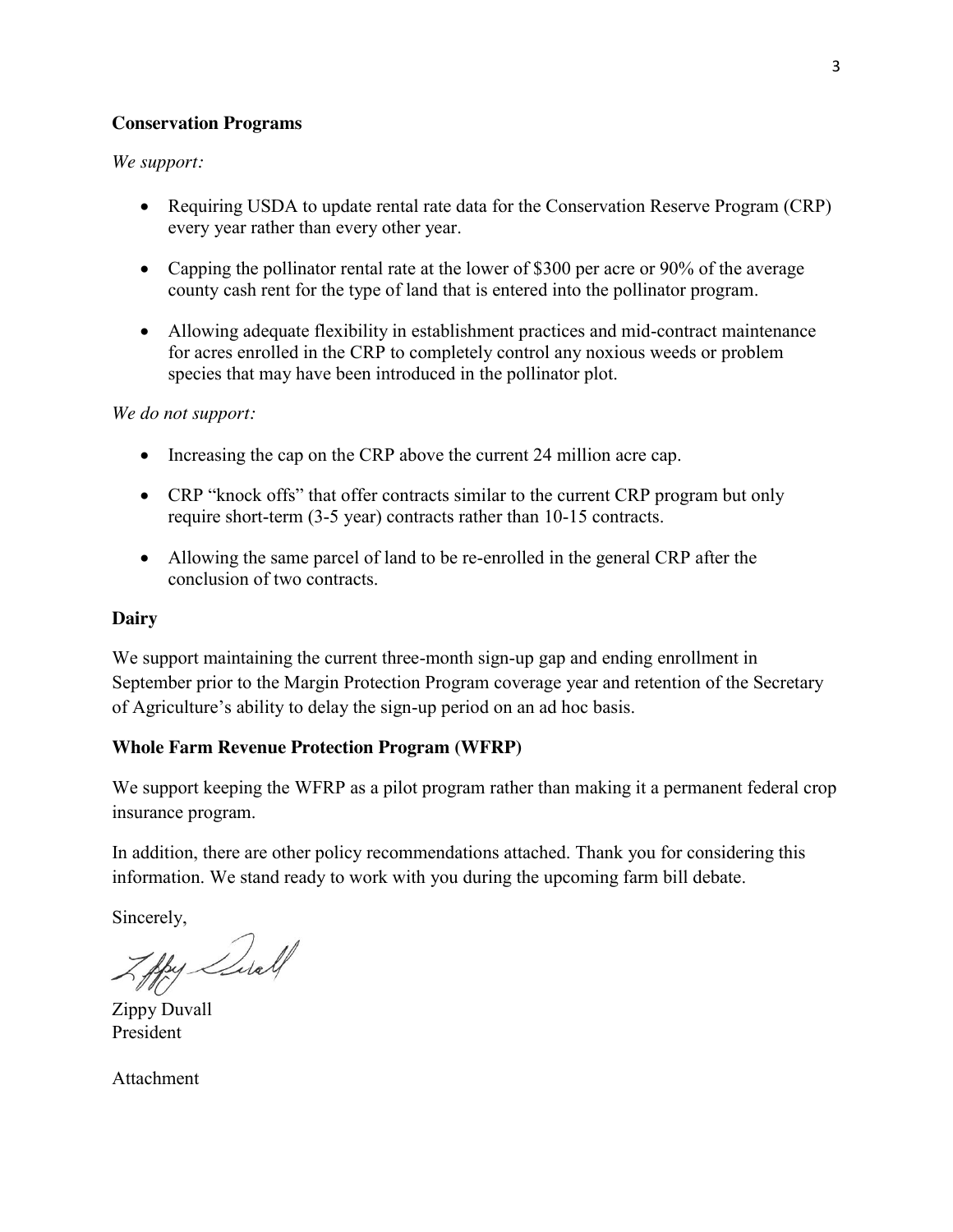**Conservation Programs**

*We support:*

- Requiring USDA to update rental rate data for the Conservation Reserve Program (CRP) every year rather than every other year.
- Capping the pollinator rental rate at the lower of $300 per acre or 90% of the average county cash rent for the type of land that is entered into the pollinator program.
- Allowing adequate flexibility in establishment practices and mid-contract maintenance for acres enrolled in the CRP to completely control any noxious weeds or problem species that may have been introduced in the pollinator plot.

*We do not support:*

- Increasing the cap on the CRP above the current 24 million acre cap.
- CRP "knock offs" that offer contracts similar to the current CRP program but only require short-term (3-5 year) contracts rather than 10-15 contracts.
- Allowing the same parcel of land to be re-enrolled in the general CRP after the conclusion of two contracts.

**Dairy**

We support maintaining the current three-month sign-up gap and ending enrollment in September prior to the Margin Protection Program coverage year and retention of the Secretary of Agriculture's ability to delay the sign-up period on an ad hoc basis.

**Whole Farm Revenue Protection Program (WFRP)**

We support keeping the WFRP as a pilot program rather than making it a permanent federal crop insurance program.

In addition, there are other policy recommendations attached. Thank you for considering this information. We stand ready to work with you during the upcoming farm bill debate.

Sincerely,

Zippy Duvall
President

Attachment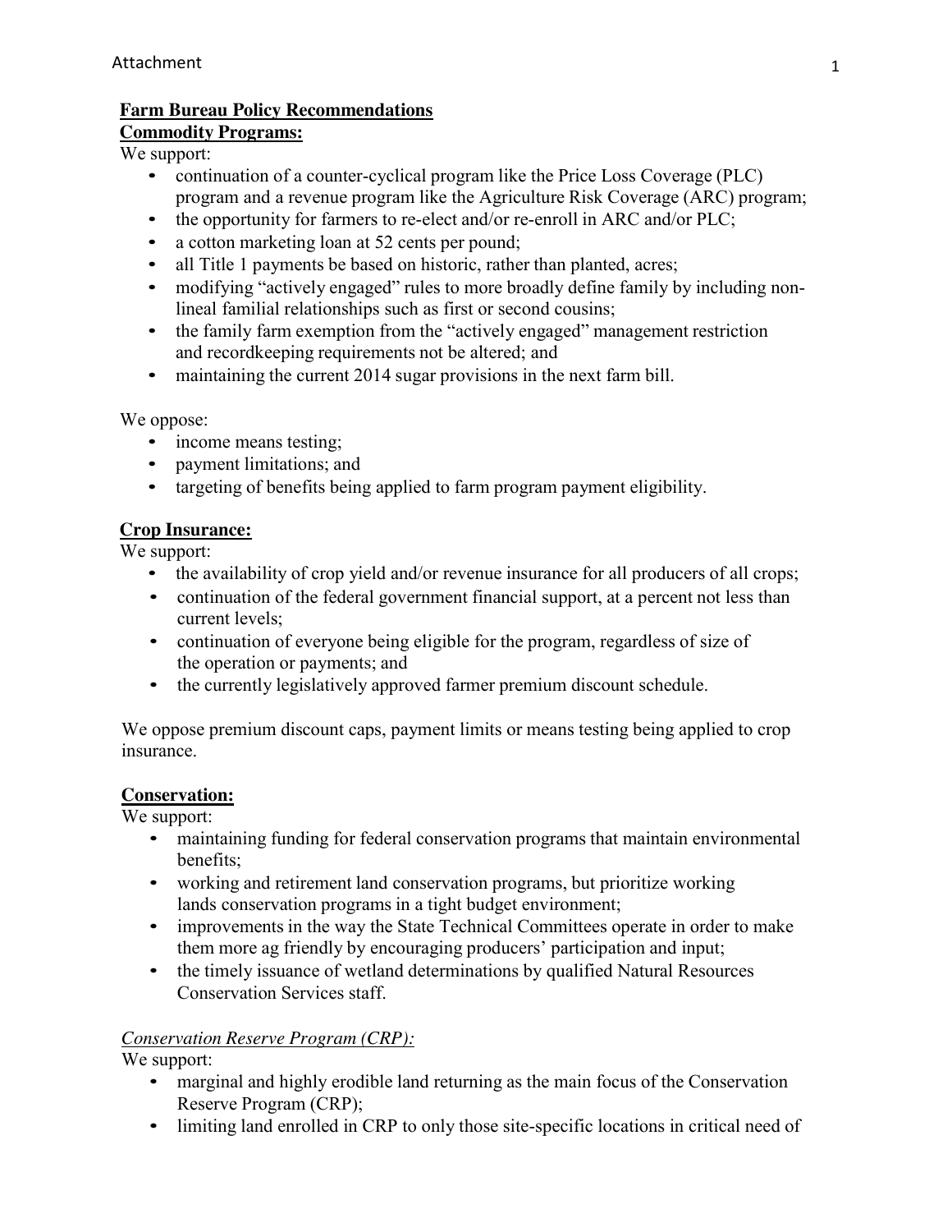Attachment

**Farm Bureau Policy Recommendations**

**Commodity Programs:**

We support:

- continuation of a counter-cyclical program like the Price Loss Coverage (PLC) program and a revenue program like the Agriculture Risk Coverage (ARC) program;
- the opportunity for farmers to re-elect and/or re-enroll in ARC and/or PLC;
- a cotton marketing loan at 52 cents per pound;
- all Title 1 payments be based on historic, rather than planted, acres;
- modifying "actively engaged" rules to more broadly define family by including non-lineal familial relationships such as first or second cousins;
- the family farm exemption from the "actively engaged" management restriction and recordkeeping requirements not be altered; and
- maintaining the current 2014 sugar provisions in the next farm bill.

We oppose:

- income means testing;
- payment limitations; and
- targeting of benefits being applied to farm program payment eligibility.

**Crop Insurance:**

We support:

- the availability of crop yield and/or revenue insurance for all producers of all crops;
- continuation of the federal government financial support, at a percent not less than current levels;
- continuation of everyone being eligible for the program, regardless of size of the operation or payments; and
- the currently legislatively approved farmer premium discount schedule.

We oppose premium discount caps, payment limits or means testing being applied to crop insurance.

**Conservation:**

We support:

- maintaining funding for federal conservation programs that maintain environmental benefits;
- working and retirement land conservation programs, but prioritize working lands conservation programs in a tight budget environment;
- improvements in the way the State Technical Committees operate in order to make them more ag friendly by encouraging producers' participation and input;
- the timely issuance of wetland determinations by qualified Natural Resources Conservation Services staff.

*Conservation Reserve Program (CRP):*

We support:

- marginal and highly erodible land returning as the main focus of the Conservation Reserve Program (CRP);
- limiting land enrolled in CRP to only those site-specific locations in critical need of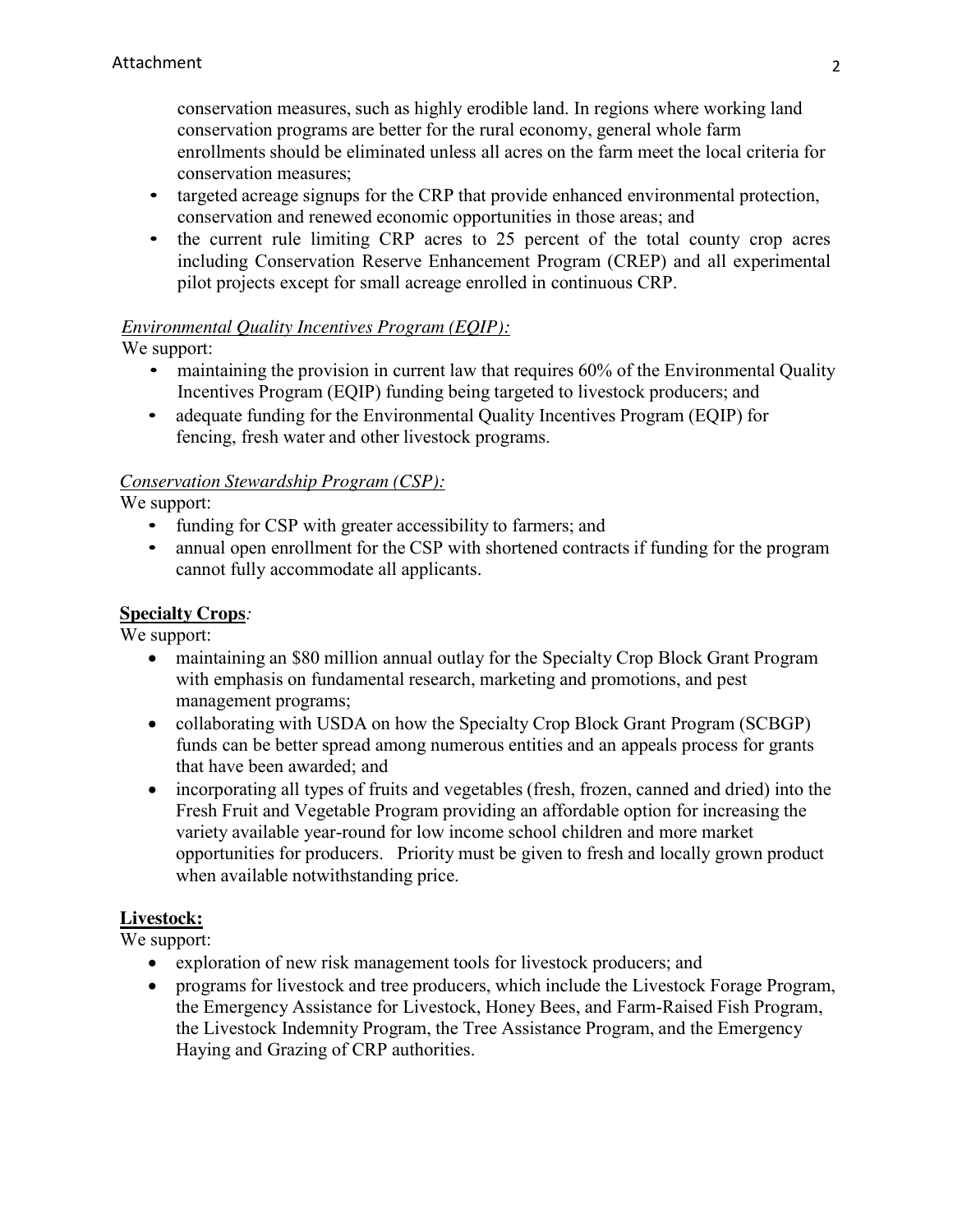conservation measures, such as highly erodible land. In regions where working land conservation programs are better for the rural economy, general whole farm enrollments should be eliminated unless all acres on the farm meet the local criteria for conservation measures;

- targeted acreage signups for the CRP that provide enhanced environmental protection, conservation and renewed economic opportunities in those areas; and
- the current rule limiting CRP acres to 25 percent of the total county crop acres including Conservation Reserve Enhancement Program (CREP) and all experimental pilot projects except for small acreage enrolled in continuous CRP.

*Environmental Quality Incentives Program (EQIP):*

We support:

- maintaining the provision in current law that requires 60% of the Environmental Quality Incentives Program (EQIP) funding being targeted to livestock producers; and
- adequate funding for the Environmental Quality Incentives Program (EQIP) for fencing, fresh water and other livestock programs.

*Conservation Stewardship Program (CSP):*

We support:

- funding for CSP with greater accessibility to farmers; and
- annual open enrollment for the CSP with shortened contracts if funding for the program cannot fully accommodate all applicants.

**Specialty Crops***:*

We support:

- maintaining an $80 million annual outlay for the Specialty Crop Block Grant Program with emphasis on fundamental research, marketing and promotions, and pest management programs;
- collaborating with USDA on how the Specialty Crop Block Grant Program (SCBGP) funds can be better spread among numerous entities and an appeals process for grants that have been awarded; and
- incorporating all types of fruits and vegetables (fresh, frozen, canned and dried) into the Fresh Fruit and Vegetable Program providing an affordable option for increasing the variety available year-round for low income school children and more market opportunities for producers. Priority must be given to fresh and locally grown product when available notwithstanding price.

**Livestock:**

We support:

- exploration of new risk management tools for livestock producers; and
- programs for livestock and tree producers, which include the Livestock Forage Program, the Emergency Assistance for Livestock, Honey Bees, and Farm-Raised Fish Program, the Livestock Indemnity Program, the Tree Assistance Program, and the Emergency Haying and Grazing of CRP authorities.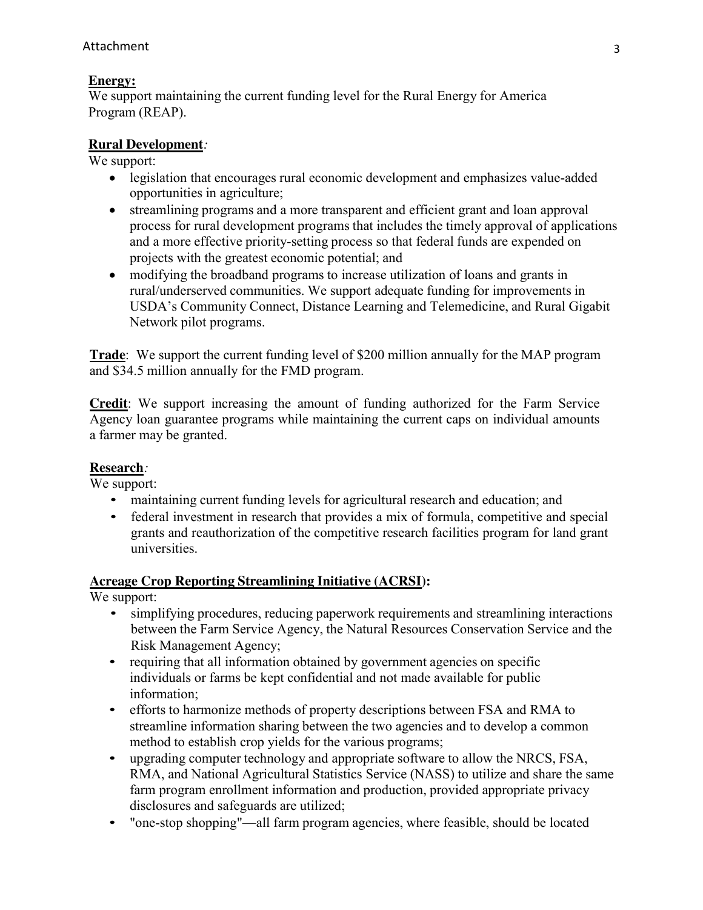**Energy:**
We support maintaining the current funding level for the Rural Energy for America Program (REAP).

**Rural Development***:*
We support:

- legislation that encourages rural economic development and emphasizes value-added opportunities in agriculture;
- streamlining programs and a more transparent and efficient grant and loan approval process for rural development programs that includes the timely approval of applications and a more effective priority-setting process so that federal funds are expended on projects with the greatest economic potential; and
- modifying the broadband programs to increase utilization of loans and grants in rural/underserved communities. We support adequate funding for improvements in USDA's Community Connect, Distance Learning and Telemedicine, and Rural Gigabit Network pilot programs.

**Trade**: We support the current funding level of \$200 million annually for the MAP program and \$34.5 million annually for the FMD program.

**Credit**: We support increasing the amount of funding authorized for the Farm Service Agency loan guarantee programs while maintaining the current caps on individual amounts a farmer may be granted.

**Research***:*
We support:

- maintaining current funding levels for agricultural research and education; and
- federal investment in research that provides a mix of formula, competitive and special grants and reauthorization of the competitive research facilities program for land grant universities.

**Acreage Crop Reporting Streamlining Initiative (ACRSI):**
We support:

- simplifying procedures, reducing paperwork requirements and streamlining interactions between the Farm Service Agency, the Natural Resources Conservation Service and the Risk Management Agency;
- requiring that all information obtained by government agencies on specific individuals or farms be kept confidential and not made available for public information;
- efforts to harmonize methods of property descriptions between FSA and RMA to streamline information sharing between the two agencies and to develop a common method to establish crop yields for the various programs;
- upgrading computer technology and appropriate software to allow the NRCS, FSA, RMA, and National Agricultural Statistics Service (NASS) to utilize and share the same farm program enrollment information and production, provided appropriate privacy disclosures and safeguards are utilized;
- "one-stop shopping"—all farm program agencies, where feasible, should be located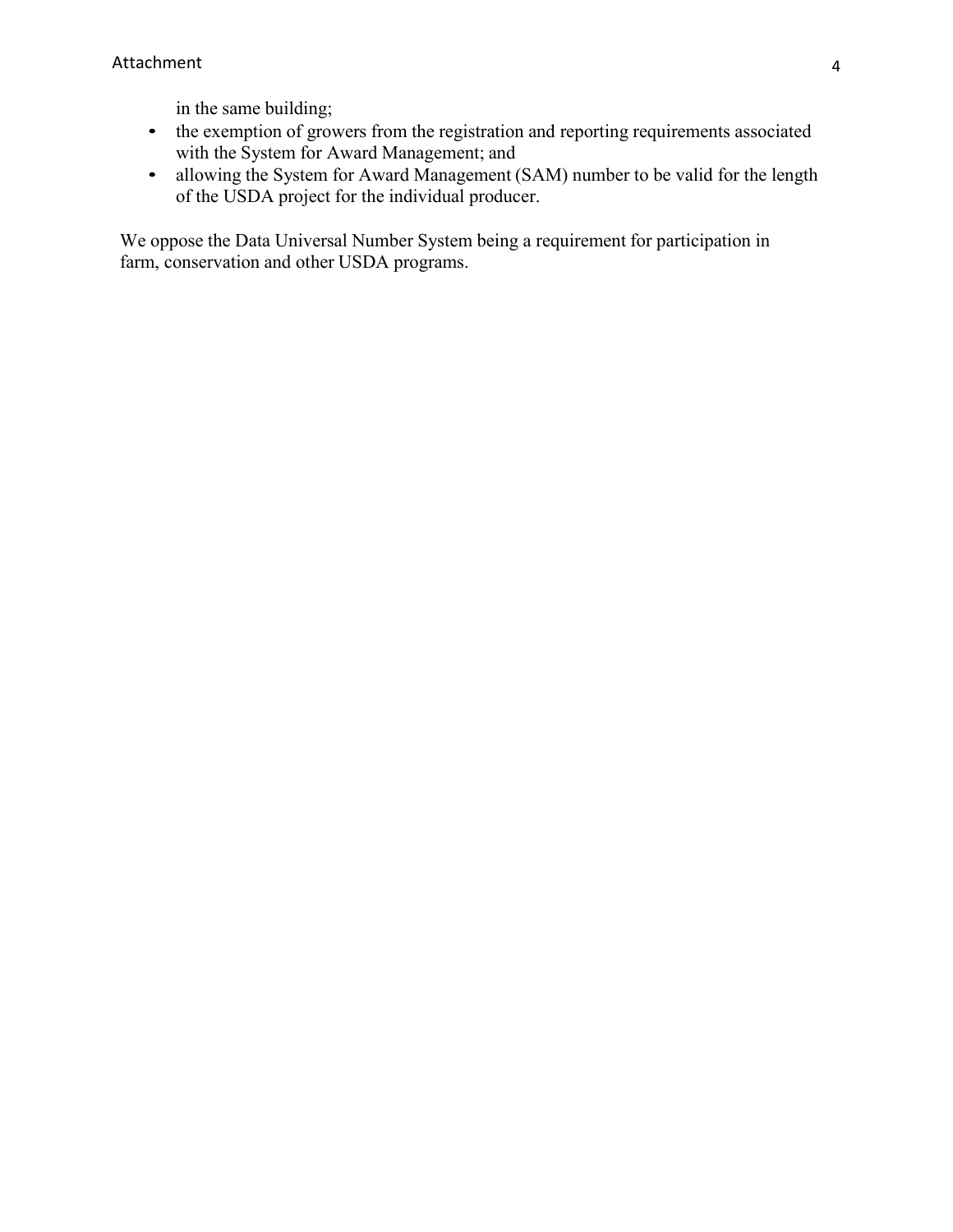in the same building;

- the exemption of growers from the registration and reporting requirements associated with the System for Award Management; and
- allowing the System for Award Management (SAM) number to be valid for the length of the USDA project for the individual producer.

We oppose the Data Universal Number System being a requirement for participation in farm, conservation and other USDA programs.